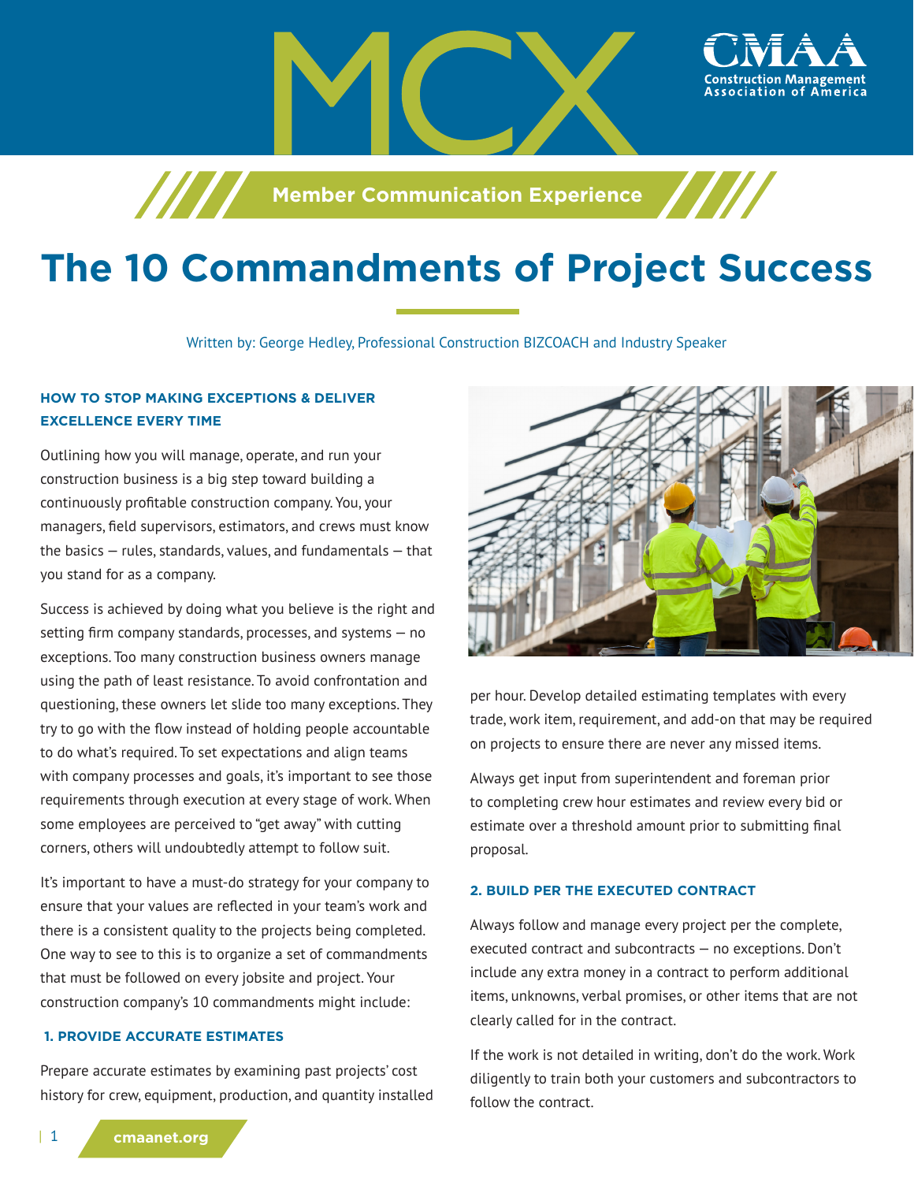MCX

Member Communication Experience

# The 10 Commandments of Project Success

Written by: George Hedley, Professional Construction BIZCOACH and Industry Speaker

### HOW TO STOP MAKING EXCEPTIONS & DELIVER EXCELLENCE EVERY TIME

Outlining how you will manage, operate, and run your construction business is a big step toward building a continuously profitable construction company. You, your managers, field supervisors, estimators, and crews must know the basics — rules, standards, values, and fundamentals — that you stand for as a company.

Success is achieved by doing what you believe is the right and setting firm company standards, processes, and systems — no exceptions. Too many construction business owners manage using the path of least resistance. To avoid confrontation and questioning, these owners let slide too many exceptions. They try to go with the flow instead of holding people accountable to do what's required. To set expectations and align teams with company processes and goals, it's important to see those requirements through execution at every stage of work. When some employees are perceived to "get away" with cutting corners, others will undoubtedly attempt to follow suit.

It's important to have a must-do strategy for your company to ensure that your values are reflected in your team's work and there is a consistent quality to the projects being completed. One way to see to this is to organize a set of commandments that must be followed on every jobsite and project. Your construction company's 10 commandments might include:

### 1. PROVIDE ACCURATE ESTIMATES

Prepare accurate estimates by examining past projects' cost history for crew, equipment, production, and quantity installed per hour. Develop detailed estimating templates with every trade, work item, requirement, and add-on that may be required on projects to ensure there are never any missed items.

Always get input from superintendent and foreman prior to completing crew hour estimates and review every bid or estimate over a threshold amount prior to submitting final proposal.

### 2. BUILD PER THE EXECUTED CONTRACT

Always follow and manage every project per the complete, executed contract and subcontracts — no exceptions. Don't include any extra money in a contract to perform additional items, unknowns, verbal promises, or other items that are not clearly called for in the contract.

If the work is not detailed in writing, don't do the work. Work diligently to train both your customers and subcontractors to follow the contract.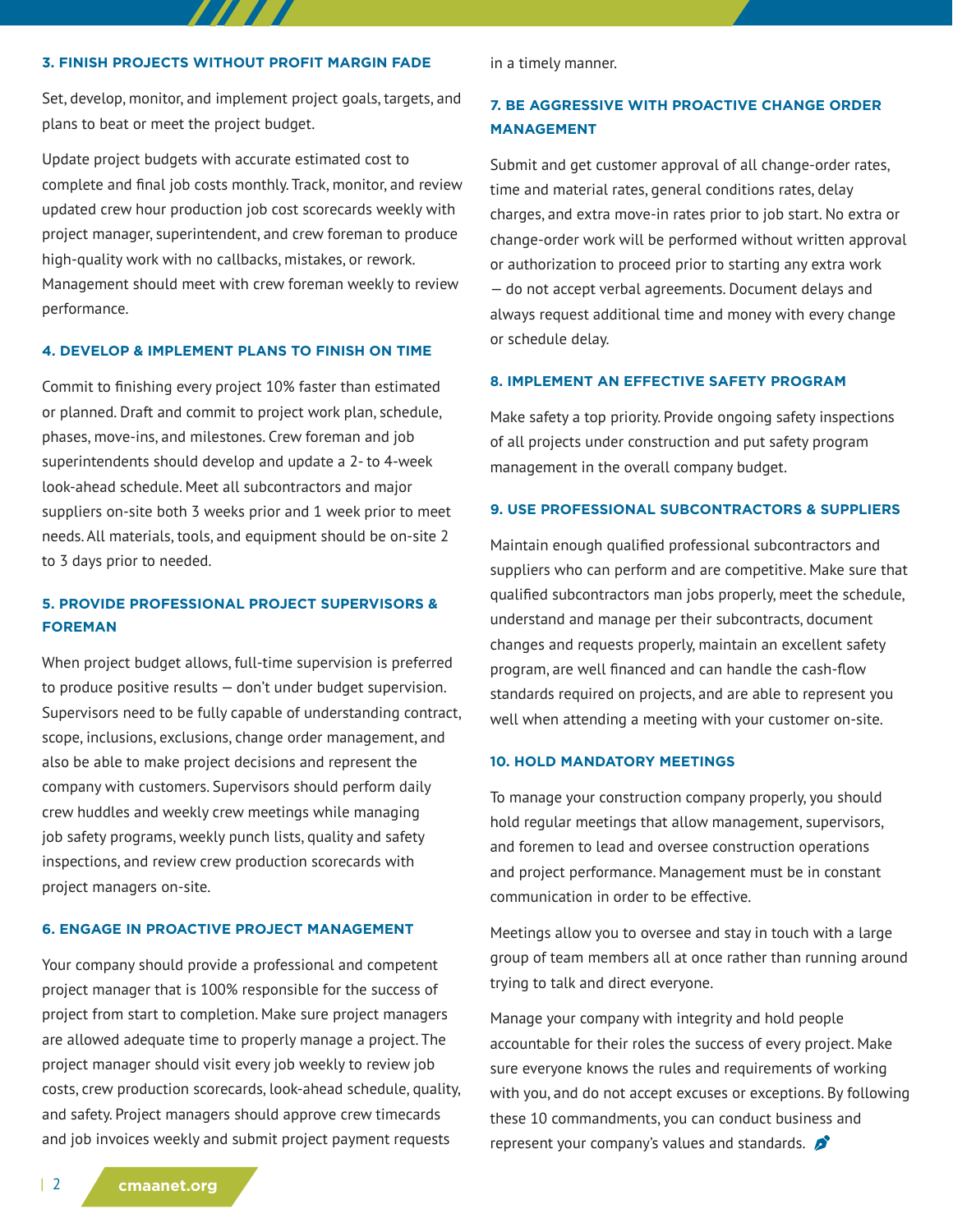### 3. FINISH PROJECTS WITHOUT PROFIT MARGIN FADE

Set, develop, monitor, and implement project goals, targets, and plans to beat or meet the project budget.

Update project budgets with accurate estimated cost to complete and final job costs monthly. Track, monitor, and review updated crew hour production job cost scorecards weekly with project manager, superintendent, and crew foreman to produce high-quality work with no callbacks, mistakes, or rework. Management should meet with crew foreman weekly to review performance.

### 4. DEVELOP & IMPLEMENT PLANS TO FINISH ON TIME

Commit to finishing every project 10% faster than estimated or planned. Draft and commit to project work plan, schedule, phases, move-ins, and milestones. Crew foreman and job superintendents should develop and update a 2- to 4-week look-ahead schedule. Meet all subcontractors and major suppliers on-site both 3 weeks prior and 1 week prior to meet needs. All materials, tools, and equipment should be on-site 2 to 3 days prior to needed.

### 5. PROVIDE PROFESSIONAL PROJECT SUPERVISORS & FOREMAN

When project budget allows, full-time supervision is preferred to produce positive results — don't under budget supervision. Supervisors need to be fully capable of understanding contract, scope, inclusions, exclusions, change order management, and also be able to make project decisions and represent the company with customers. Supervisors should perform daily crew huddles and weekly crew meetings while managing job safety programs, weekly punch lists, quality and safety inspections, and review crew production scorecards with project managers on-site.

### 6. ENGAGE IN PROACTIVE PROJECT MANAGEMENT

Your company should provide a professional and competent project manager that is 100% responsible for the success of project from start to completion. Make sure project managers are allowed adequate time to properly manage a project. The project manager should visit every job weekly to review job costs, crew production scorecards, look-ahead schedule, quality, and safety. Project managers should approve crew timecards and job invoices weekly and submit project payment requests in a timely manner.

### 7. BE AGGRESSIVE WITH PROACTIVE CHANGE ORDER MANAGEMENT

Submit and get customer approval of all change-order rates, time and material rates, general conditions rates, delay charges, and extra move-in rates prior to job start. No extra or change-order work will be performed without written approval or authorization to proceed prior to starting any extra work — do not accept verbal agreements. Document delays and always request additional time and money with every change or schedule delay.

### 8. IMPLEMENT AN EFFECTIVE SAFETY PROGRAM

Make safety a top priority. Provide ongoing safety inspections of all projects under construction and put safety program management in the overall company budget.

### 9. USE PROFESSIONAL SUBCONTRACTORS & SUPPLIERS

Maintain enough qualified professional subcontractors and suppliers who can perform and are competitive. Make sure that qualified subcontractors man jobs properly, meet the schedule, understand and manage per their subcontracts, document changes and requests properly, maintain an excellent safety program, are well financed and can handle the cash-flow standards required on projects, and are able to represent you well when attending a meeting with your customer on-site.

### 10. HOLD MANDATORY MEETINGS

To manage your construction company properly, you should hold regular meetings that allow management, supervisors, and foremen to lead and oversee construction operations and project performance. Management must be in constant communication in order to be effective.

Meetings allow you to oversee and stay in touch with a large group of team members all at once rather than running around trying to talk and direct everyone.

Manage your company with integrity and hold people accountable for their roles the success of every project. Make sure everyone knows the rules and requirements of working with you, and do not accept excuses or exceptions. By following these 10 commandments, you can conduct business and represent your company's values and standards.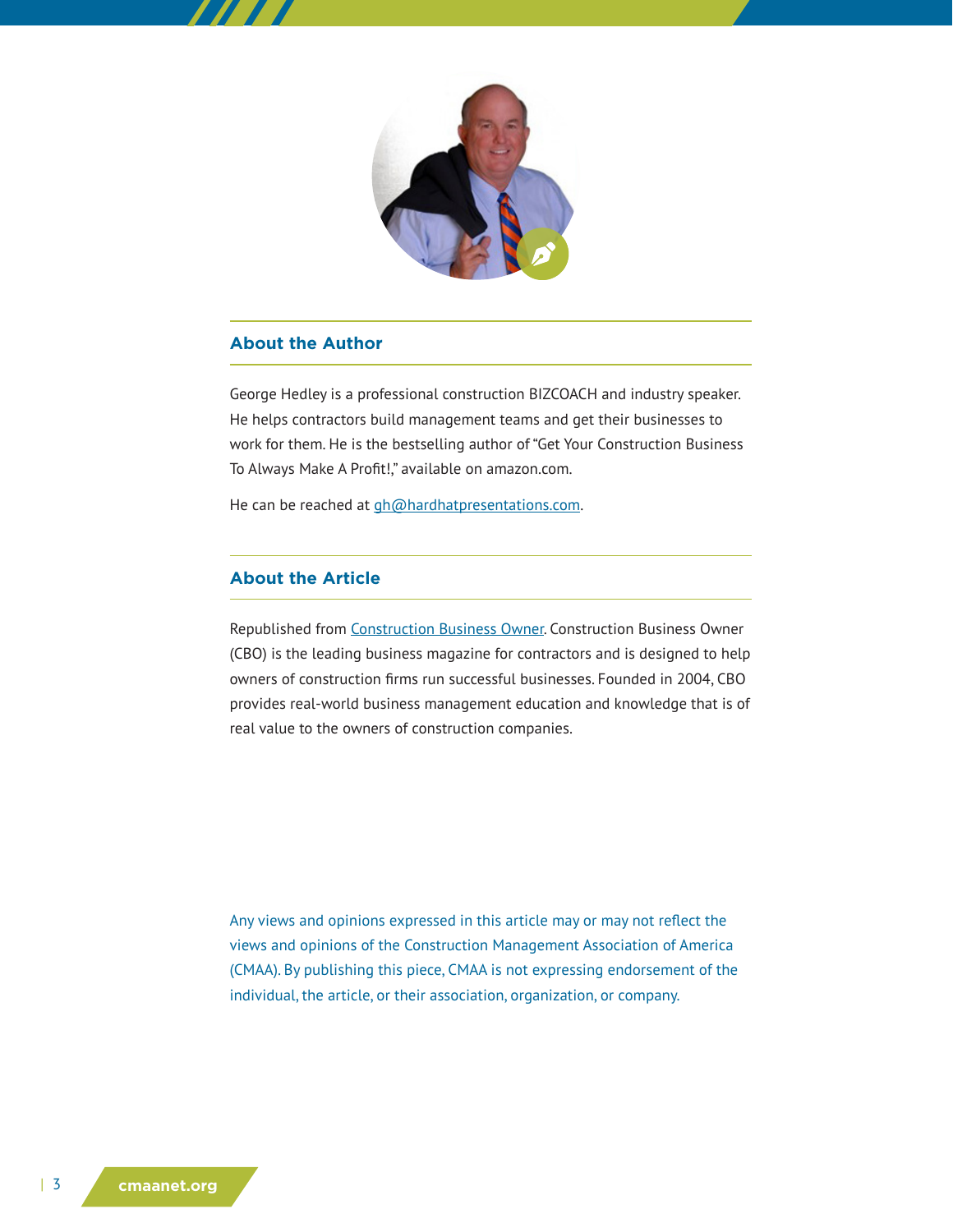## About the Author

George Hedley is a professional construction BIZCOACH and industry speaker. He helps contractors build management teams and get their businesses to work for them. He is the bestselling author of "Get Your Construction Business To Always Make A Profit!," available on amazon.com.

He can be reached at gh@hardhatpresentations.com.

## About the Article

Republished from Construction Business Owner. Construction Business Owner (CBO) is the leading business magazine for contractors and is designed to help owners of construction firms run successful businesses. Founded in 2004, CBO provides real-world business management education and knowledge that is of real value to the owners of construction companies.

Any views and opinions expressed in this article may or may not reflect the views and opinions of the Construction Management Association of America (CMAA). By publishing this piece, CMAA is not expressing endorsement of the individual, the article, or their association, organization, or company.